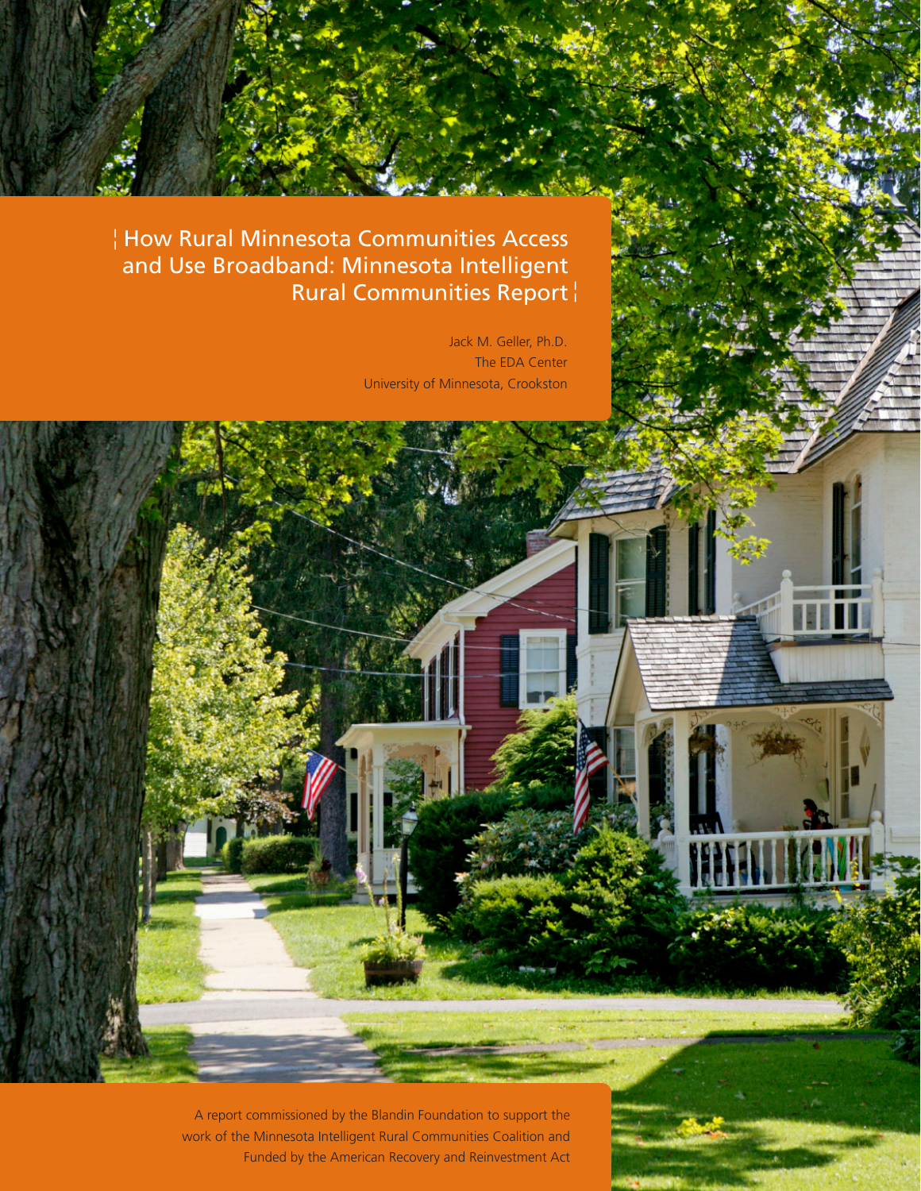# How Rural Minnesota Communities Access and Use Broadband: Minnesota Intelligent Rural Communities Report

Jack M. Geller, Ph.D.
The EDA Center
University of Minnesota, Crookston

A report commissioned by the Blandin Foundation to support the work of the Minnesota Intelligent Rural Communities Coalition and Funded by the American Recovery and Reinvestment Act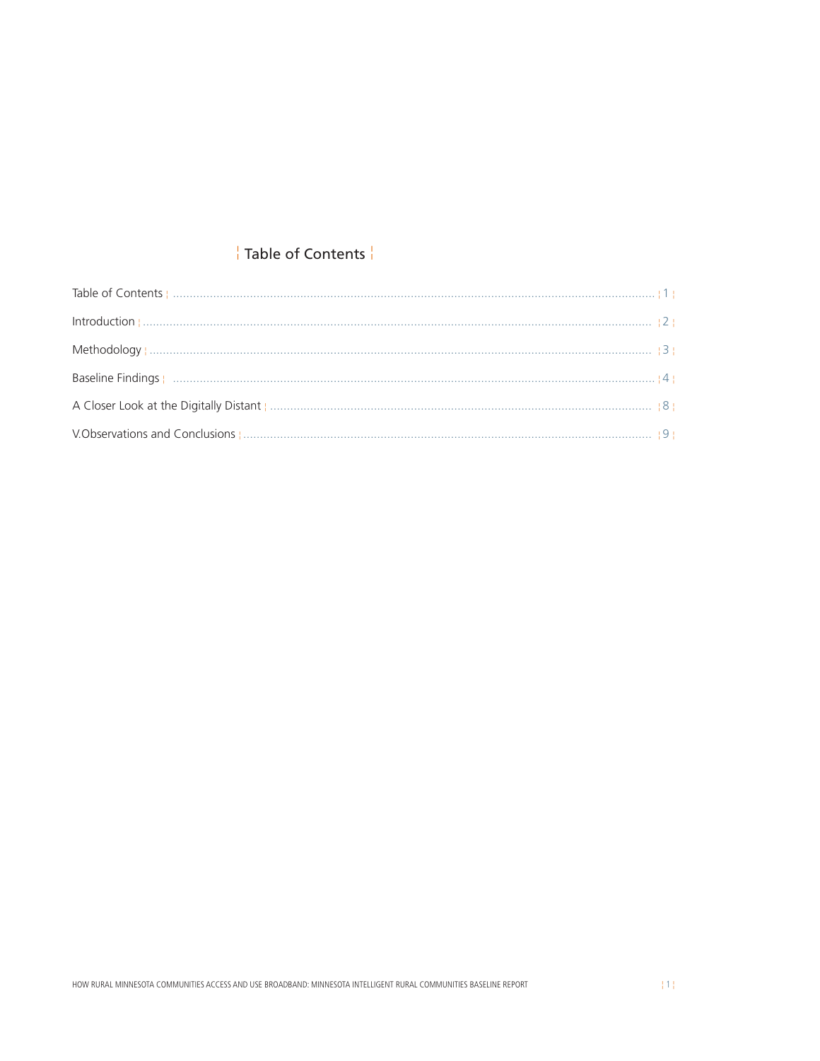# Table of Contents

Table of Contents ........ 1

Introduction ........ 2

Methodology ........ 3

Baseline Findings ........ 4

A Closer Look at the Digitally Distant ........ 8

V.Observations and Conclusions ........ 9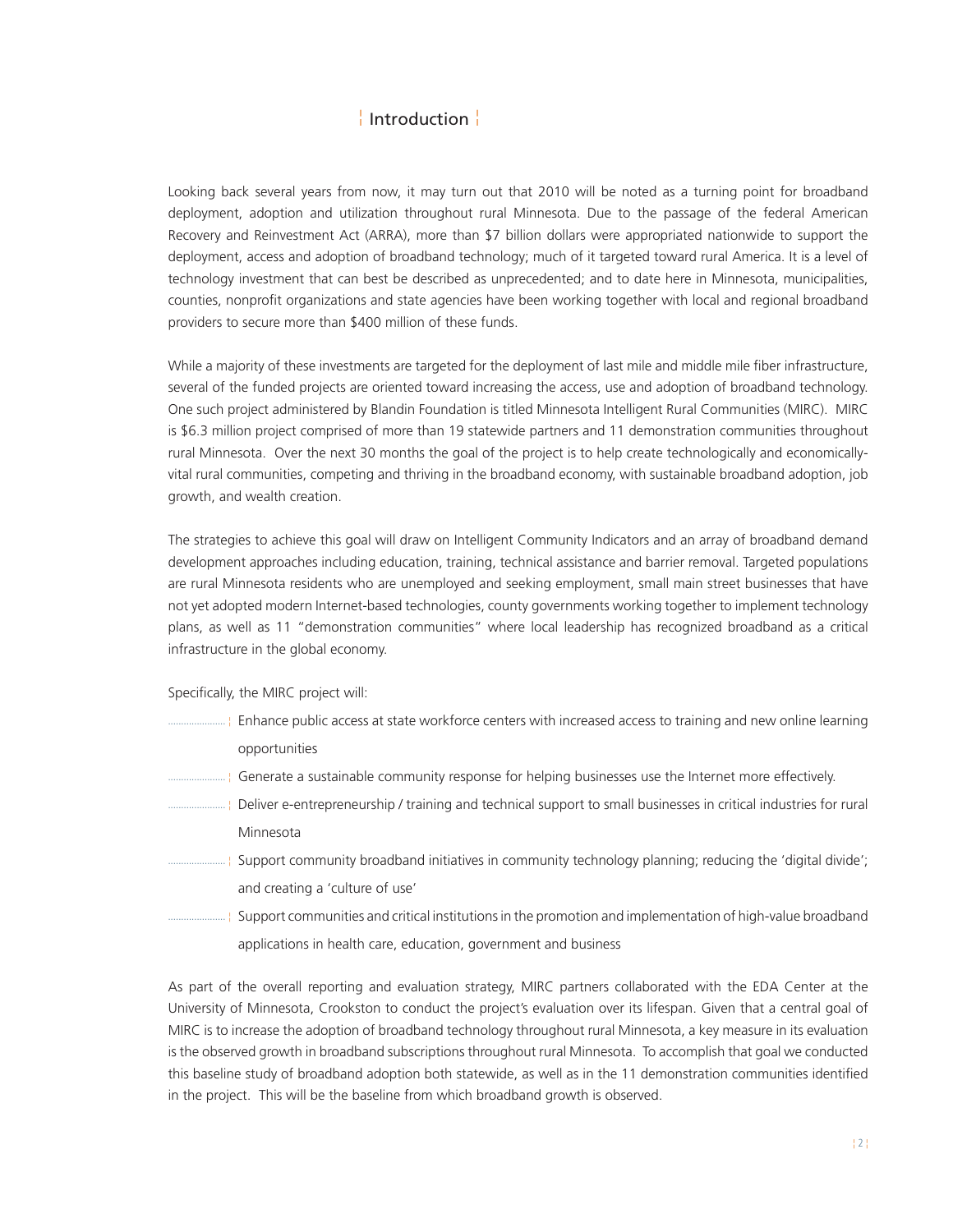# Introduction

Looking back several years from now, it may turn out that 2010 will be noted as a turning point for broadband deployment, adoption and utilization throughout rural Minnesota. Due to the passage of the federal American Recovery and Reinvestment Act (ARRA), more than $7 billion dollars were appropriated nationwide to support the deployment, access and adoption of broadband technology; much of it targeted toward rural America. It is a level of technology investment that can best be described as unprecedented; and to date here in Minnesota, municipalities, counties, nonprofit organizations and state agencies have been working together with local and regional broadband providers to secure more than $400 million of these funds.

While a majority of these investments are targeted for the deployment of last mile and middle mile fiber infrastructure, several of the funded projects are oriented toward increasing the access, use and adoption of broadband technology. One such project administered by Blandin Foundation is titled Minnesota Intelligent Rural Communities (MIRC). MIRC is $6.3 million project comprised of more than 19 statewide partners and 11 demonstration communities throughout rural Minnesota. Over the next 30 months the goal of the project is to help create technologically and economically-vital rural communities, competing and thriving in the broadband economy, with sustainable broadband adoption, job growth, and wealth creation.

The strategies to achieve this goal will draw on Intelligent Community Indicators and an array of broadband demand development approaches including education, training, technical assistance and barrier removal. Targeted populations are rural Minnesota residents who are unemployed and seeking employment, small main street businesses that have not yet adopted modern Internet-based technologies, county governments working together to implement technology plans, as well as 11 "demonstration communities" where local leadership has recognized broadband as a critical infrastructure in the global economy.

Specifically, the MIRC project will:

- Enhance public access at state workforce centers with increased access to training and new online learning opportunities
- Generate a sustainable community response for helping businesses use the Internet more effectively.
- Deliver e-entrepreneurship / training and technical support to small businesses in critical industries for rural Minnesota
- Support community broadband initiatives in community technology planning; reducing the 'digital divide'; and creating a 'culture of use'
- Support communities and critical institutions in the promotion and implementation of high-value broadband applications in health care, education, government and business

As part of the overall reporting and evaluation strategy, MIRC partners collaborated with the EDA Center at the University of Minnesota, Crookston to conduct the project's evaluation over its lifespan. Given that a central goal of MIRC is to increase the adoption of broadband technology throughout rural Minnesota, a key measure in its evaluation is the observed growth in broadband subscriptions throughout rural Minnesota. To accomplish that goal we conducted this baseline study of broadband adoption both statewide, as well as in the 11 demonstration communities identified in the project. This will be the baseline from which broadband growth is observed.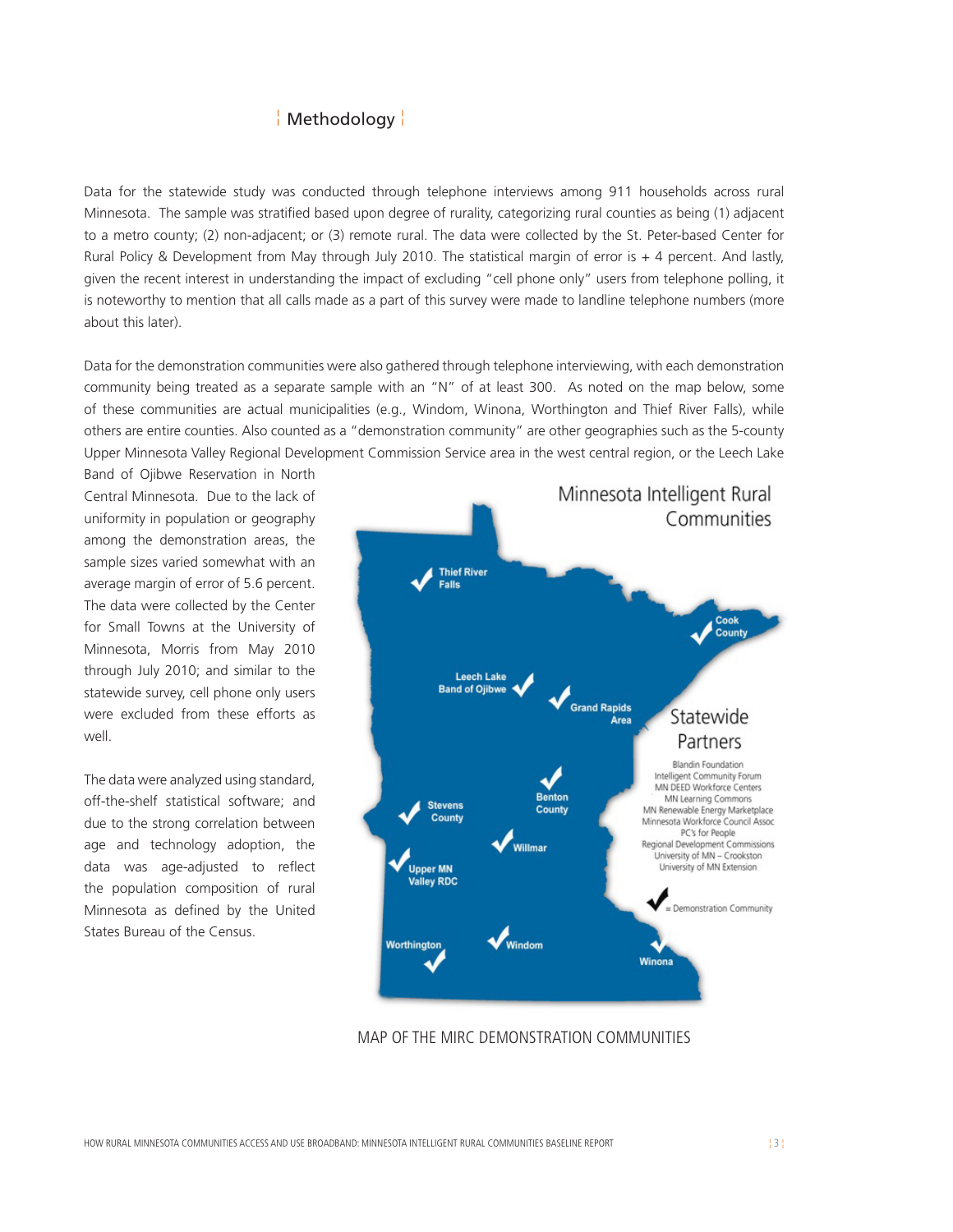## Methodology

Data for the statewide study was conducted through telephone interviews among 911 households across rural Minnesota. The sample was stratified based upon degree of rurality, categorizing rural counties as being (1) adjacent to a metro county; (2) non-adjacent; or (3) remote rural. The data were collected by the St. Peter-based Center for Rural Policy & Development from May through July 2010. The statistical margin of error is + 4 percent. And lastly, given the recent interest in understanding the impact of excluding "cell phone only" users from telephone polling, it is noteworthy to mention that all calls made as a part of this survey were made to landline telephone numbers (more about this later).

Data for the demonstration communities were also gathered through telephone interviewing, with each demonstration community being treated as a separate sample with an "N" of at least 300. As noted on the map below, some of these communities are actual municipalities (e.g., Windom, Winona, Worthington and Thief River Falls), while others are entire counties. Also counted as a "demonstration community" are other geographies such as the 5-county Upper Minnesota Valley Regional Development Commission Service area in the west central region, or the Leech Lake Band of Ojibwe Reservation in North Central Minnesota. Due to the lack of uniformity in population or geography among the demonstration areas, the sample sizes varied somewhat with an average margin of error of 5.6 percent. The data were collected by the Center for Small Towns at the University of Minnesota, Morris from May 2010 through July 2010; and similar to the statewide survey, cell phone only users were excluded from these efforts as well.

The data were analyzed using standard, off-the-shelf statistical software; and due to the strong correlation between age and technology adoption, the data was age-adjusted to reflect the population composition of rural Minnesota as defined by the United States Bureau of the Census.

Minnesota Intelligent Rural Communities

Thief River Falls, Cook County, Leech Lake Band of Ojibwe, Grand Rapids Area, Benton County, Stevens County, Willmar, Upper MN Valley RDC, Worthington, Windom, Winona

Statewide Partners

Blandin Foundation
Intelligent Community Forum
MN DEED Workforce Centers
MN Learning Commons
MN Renewable Energy Marketplace
Minnesota Workforce Council Assoc
PC's for People
Regional Development Commissions
University of MN – Crookston
University of MN Extension

✓ = Demonstration Community

MAP OF THE MIRC DEMONSTRATION COMMUNITIES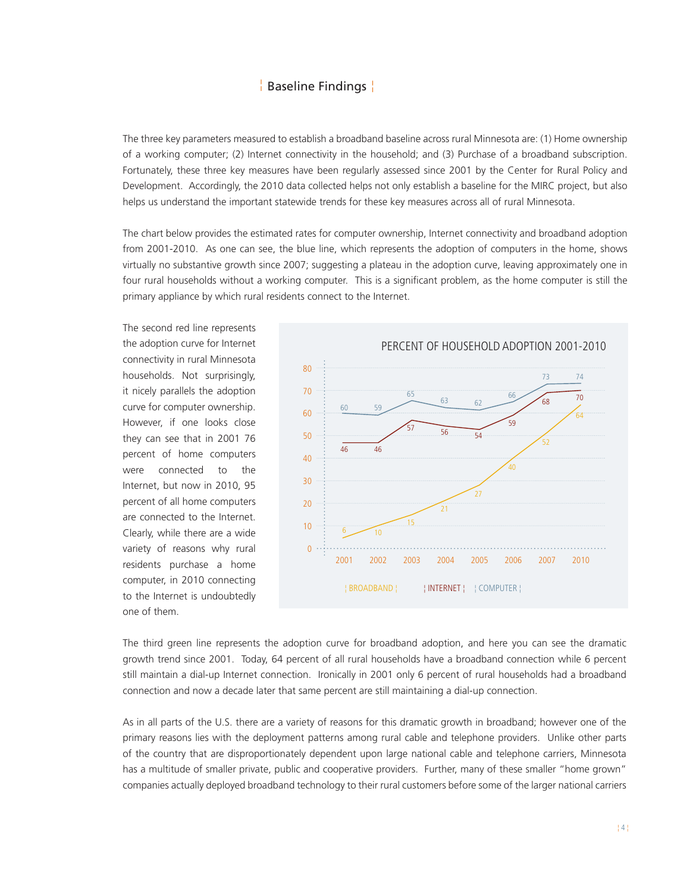## Baseline Findings

The three key parameters measured to establish a broadband baseline across rural Minnesota are: (1) Home ownership of a working computer; (2) Internet connectivity in the household; and (3) Purchase of a broadband subscription. Fortunately, these three key measures have been regularly assessed since 2001 by the Center for Rural Policy and Development. Accordingly, the 2010 data collected helps not only establish a baseline for the MIRC project, but also helps us understand the important statewide trends for these key measures across all of rural Minnesota.

The chart below provides the estimated rates for computer ownership, Internet connectivity and broadband adoption from 2001-2010. As one can see, the blue line, which represents the adoption of computers in the home, shows virtually no substantive growth since 2007; suggesting a plateau in the adoption curve, leaving approximately one in four rural households without a working computer. This is a significant problem, as the home computer is still the primary appliance by which rural residents connect to the Internet.

The second red line represents the adoption curve for Internet connectivity in rural Minnesota households. Not surprisingly, it nicely parallels the adoption curve for computer ownership. However, if one looks close they can see that in 2001 76 percent of home computers were connected to the Internet, but now in 2010, 95 percent of all home computers are connected to the Internet. Clearly, while there are a wide variety of reasons why rural residents purchase a home computer, in 2010 connecting to the Internet is undoubtedly one of them.

**PERCENT OF HOUSEHOLD ADOPTION 2001-2010**

| Year | Broadband | Internet | Computer |
|---|---|---|---|
| 2001 | 6 | 46 | 60 |
| 2002 | 10 | 46 | 59 |
| 2003 | 15 | 57 | 65 |
| 2004 | 21 | 56 | 63 |
| 2005 | 27 | 54 | 62 |
| 2006 | 40 | 59 | 66 |
| 2007 | 52 | 68 | 73 |
| 2010 | 64 | 70 | 74 |

The third green line represents the adoption curve for broadband adoption, and here you can see the dramatic growth trend since 2001. Today, 64 percent of all rural households have a broadband connection while 6 percent still maintain a dial-up Internet connection. Ironically in 2001 only 6 percent of rural households had a broadband connection and now a decade later that same percent are still maintaining a dial-up connection.

As in all parts of the U.S. there are a variety of reasons for this dramatic growth in broadband; however one of the primary reasons lies with the deployment patterns among rural cable and telephone providers. Unlike other parts of the country that are disproportionately dependent upon large national cable and telephone carriers, Minnesota has a multitude of smaller private, public and cooperative providers. Further, many of these smaller "home grown" companies actually deployed broadband technology to their rural customers before some of the larger national carriers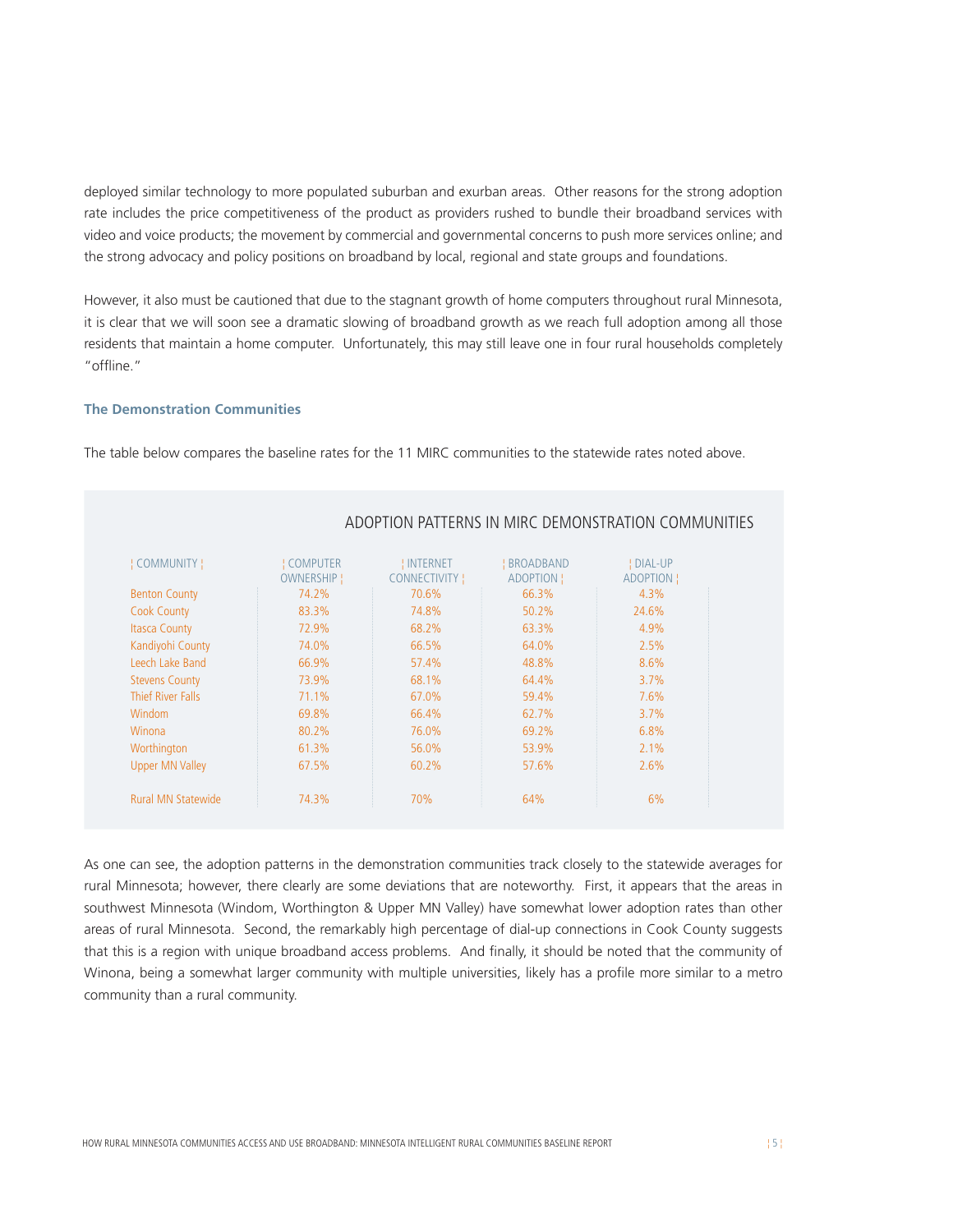deployed similar technology to more populated suburban and exurban areas. Other reasons for the strong adoption rate includes the price competitiveness of the product as providers rushed to bundle their broadband services with video and voice products; the movement by commercial and governmental concerns to push more services online; and the strong advocacy and policy positions on broadband by local, regional and state groups and foundations.

However, it also must be cautioned that due to the stagnant growth of home computers throughout rural Minnesota, it is clear that we will soon see a dramatic slowing of broadband growth as we reach full adoption among all those residents that maintain a home computer. Unfortunately, this may still leave one in four rural households completely "offline."

### The Demonstration Communities

The table below compares the baseline rates for the 11 MIRC communities to the statewide rates noted above.

**ADOPTION PATTERNS IN MIRC DEMONSTRATION COMMUNITIES**

| COMMUNITY | COMPUTER OWNERSHIP | INTERNET CONNECTIVITY | BROADBAND ADOPTION | DIAL-UP ADOPTION |
|---|---|---|---|---|
| Benton County | 74.2% | 70.6% | 66.3% | 4.3% |
| Cook County | 83.3% | 74.8% | 50.2% | 24.6% |
| Itasca County | 72.9% | 68.2% | 63.3% | 4.9% |
| Kandiyohi County | 74.0% | 66.5% | 64.0% | 2.5% |
| Leech Lake Band | 66.9% | 57.4% | 48.8% | 8.6% |
| Stevens County | 73.9% | 68.1% | 64.4% | 3.7% |
| Thief River Falls | 71.1% | 67.0% | 59.4% | 7.6% |
| Windom | 69.8% | 66.4% | 62.7% | 3.7% |
| Winona | 80.2% | 76.0% | 69.2% | 6.8% |
| Worthington | 61.3% | 56.0% | 53.9% | 2.1% |
| Upper MN Valley | 67.5% | 60.2% | 57.6% | 2.6% |
| Rural MN Statewide | 74.3% | 70% | 64% | 6% |

As one can see, the adoption patterns in the demonstration communities track closely to the statewide averages for rural Minnesota; however, there clearly are some deviations that are noteworthy. First, it appears that the areas in southwest Minnesota (Windom, Worthington & Upper MN Valley) have somewhat lower adoption rates than other areas of rural Minnesota. Second, the remarkably high percentage of dial-up connections in Cook County suggests that this is a region with unique broadband access problems. And finally, it should be noted that the community of Winona, being a somewhat larger community with multiple universities, likely has a profile more similar to a metro community than a rural community.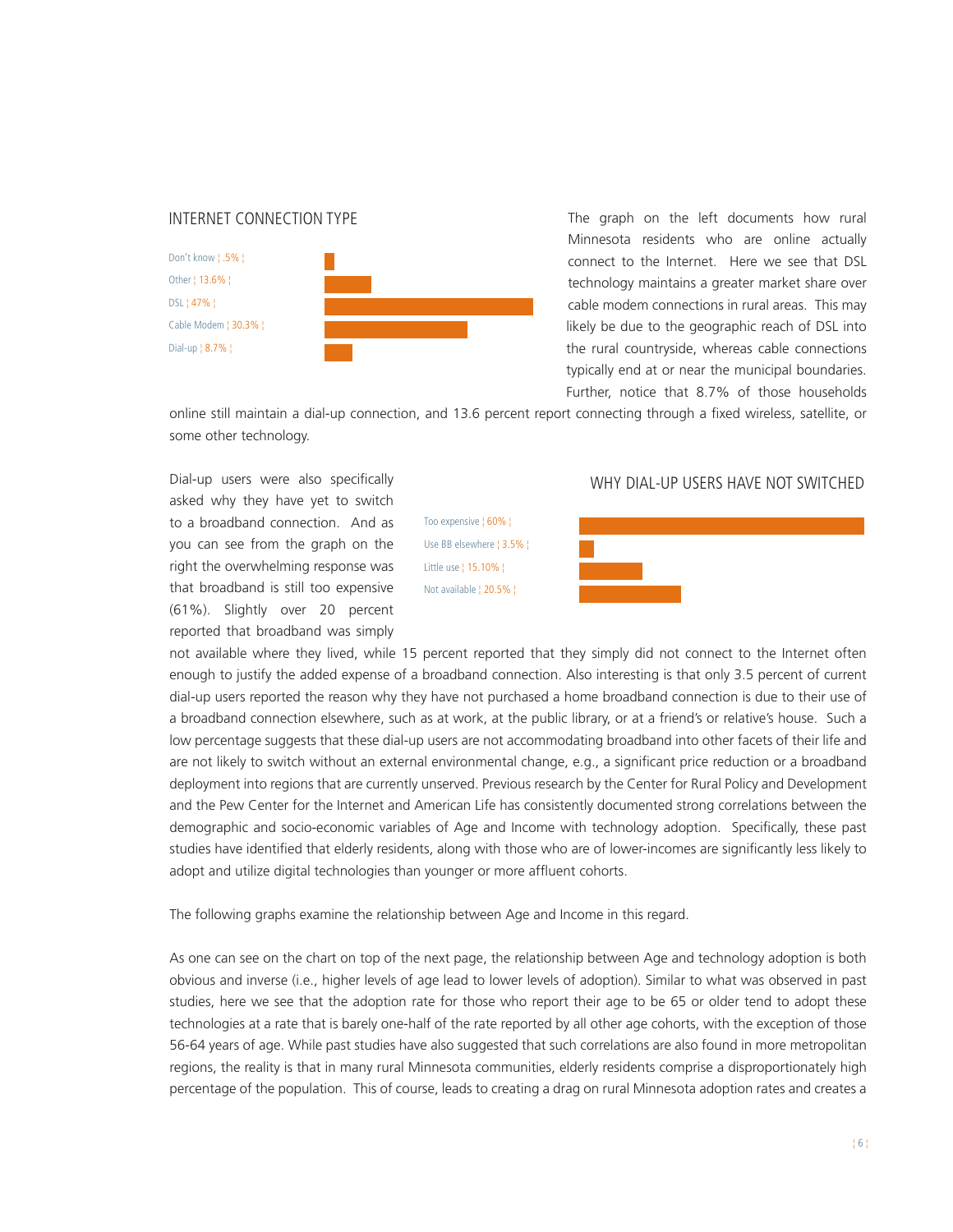## INTERNET CONNECTION TYPE

| Connection type | Percent |
| --- | --- |
| Don't know | .5% |
| Other | 13.6% |
| DSL | 47% |
| Cable Modem | 30.3% |
| Dial-up | 8.7% |

The graph on the left documents how rural Minnesota residents who are online actually connect to the Internet. Here we see that DSL technology maintains a greater market share over cable modem connections in rural areas. This may likely be due to the geographic reach of DSL into the rural countryside, whereas cable connections typically end at or near the municipal boundaries. Further, notice that 8.7% of those households online still maintain a dial-up connection, and 13.6 percent report connecting through a fixed wireless, satellite, or some other technology.

## WHY DIAL-UP USERS HAVE NOT SWITCHED

| Reason | Percent |
| --- | --- |
| Too expensive | 60% |
| Use BB elsewhere | 3.5% |
| Little use | 15.10% |
| Not available | 20.5% |

Dial-up users were also specifically asked why they have yet to switch to a broadband connection. And as you can see from the graph on the right the overwhelming response was that broadband is still too expensive (61%). Slightly over 20 percent reported that broadband was simply not available where they lived, while 15 percent reported that they simply did not connect to the Internet often enough to justify the added expense of a broadband connection. Also interesting is that only 3.5 percent of current dial-up users reported the reason why they have not purchased a home broadband connection is due to their use of a broadband connection elsewhere, such as at work, at the public library, or at a friend's or relative's house. Such a low percentage suggests that these dial-up users are not accommodating broadband into other facets of their life and are not likely to switch without an external environmental change, e.g., a significant price reduction or a broadband deployment into regions that are currently unserved. Previous research by the Center for Rural Policy and Development and the Pew Center for the Internet and American Life has consistently documented strong correlations between the demographic and socio-economic variables of Age and Income with technology adoption. Specifically, these past studies have identified that elderly residents, along with those who are of lower-incomes are significantly less likely to adopt and utilize digital technologies than younger or more affluent cohorts.

The following graphs examine the relationship between Age and Income in this regard.

As one can see on the chart on top of the next page, the relationship between Age and technology adoption is both obvious and inverse (i.e., higher levels of age lead to lower levels of adoption). Similar to what was observed in past studies, here we see that the adoption rate for those who report their age to be 65 or older tend to adopt these technologies at a rate that is barely one-half of the rate reported by all other age cohorts, with the exception of those 56-64 years of age. While past studies have also suggested that such correlations are also found in more metropolitan regions, the reality is that in many rural Minnesota communities, elderly residents comprise a disproportionately high percentage of the population. This of course, leads to creating a drag on rural Minnesota adoption rates and creates a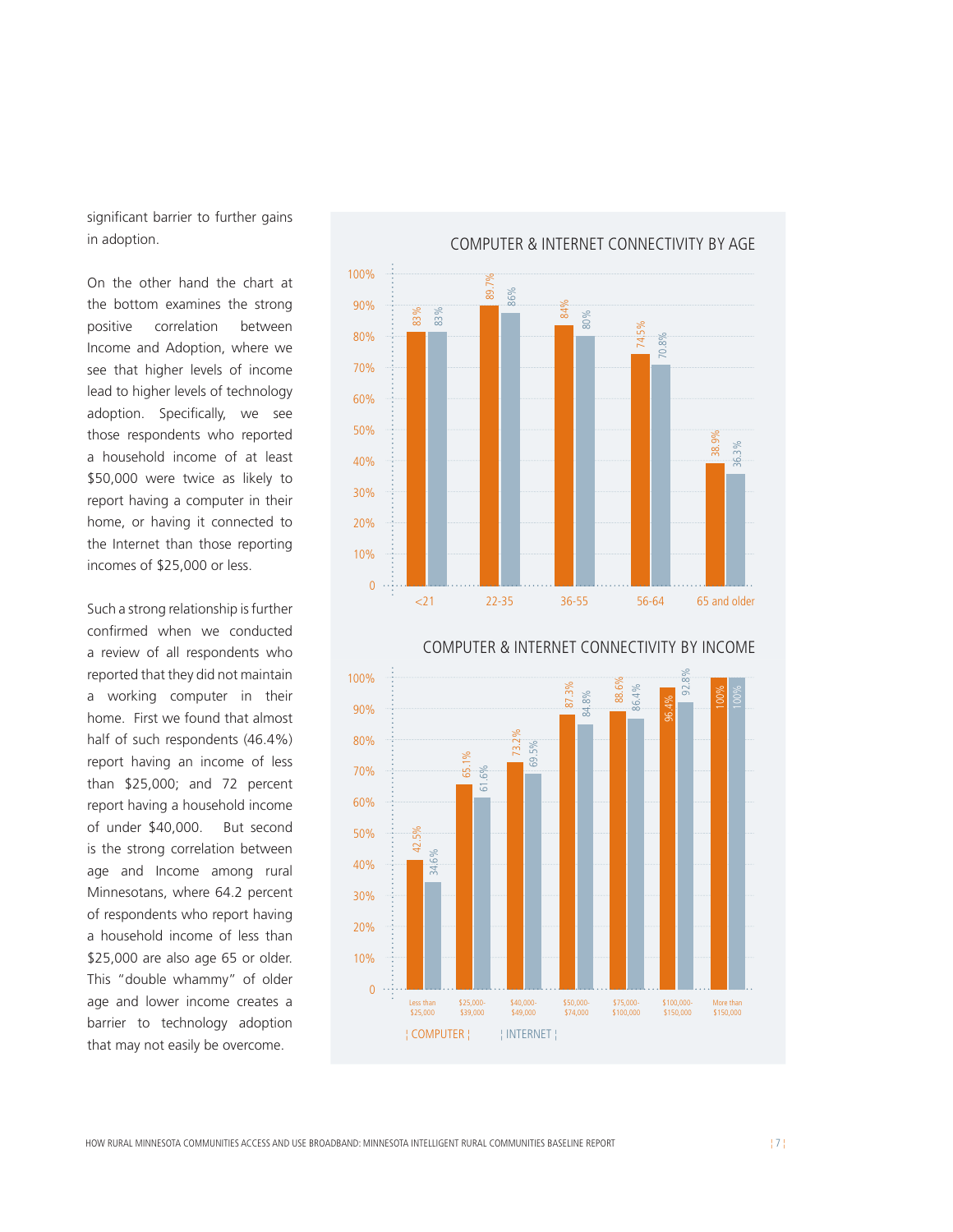significant barrier to further gains in adoption.

On the other hand the chart at the bottom examines the strong positive correlation between Income and Adoption, where we see that higher levels of income lead to higher levels of technology adoption. Specifically, we see those respondents who reported a household income of at least $50,000 were twice as likely to report having a computer in their home, or having it connected to the Internet than those reporting incomes of $25,000 or less.

Such a strong relationship is further confirmed when we conducted a review of all respondents who reported that they did not maintain a working computer in their home. First we found that almost half of such respondents (46.4%) report having an income of less than $25,000; and 72 percent report having a household income of under $40,000. But second is the strong correlation between age and Income among rural Minnesotans, where 64.2 percent of respondents who report having a household income of less than $25,000 are also age 65 or older. This "double whammy" of older age and lower income creates a barrier to technology adoption that may not easily be overcome.

**COMPUTER & INTERNET CONNECTIVITY BY AGE**

| Age | Computer | Internet |
|---|---|---|
| <21 | 83% | 83% |
| 22-35 | 89.7% | 86% |
| 36-55 | 84% | 80% |
| 56-64 | 74.5% | 70.8% |
| 65 and older | 38.9% | 36.3% |

**COMPUTER & INTERNET CONNECTIVITY BY INCOME**

| Income | Computer | Internet |
|---|---|---|
| Less than $25,000 | 42.5% | 34.6% |
| $25,000-$39,000 | 65.1% | 61.6% |
| $40,000-$49,000 | 73.2% | 69.5% |
| $50,000-$74,000 | 87.3% | 84.8% |
| $75,000-$100,000 | 88.6% | 86.4% |
| $100,000-$150,000 | 96.4% | 92.8% |
| More than $150,000 | 100% | 100% |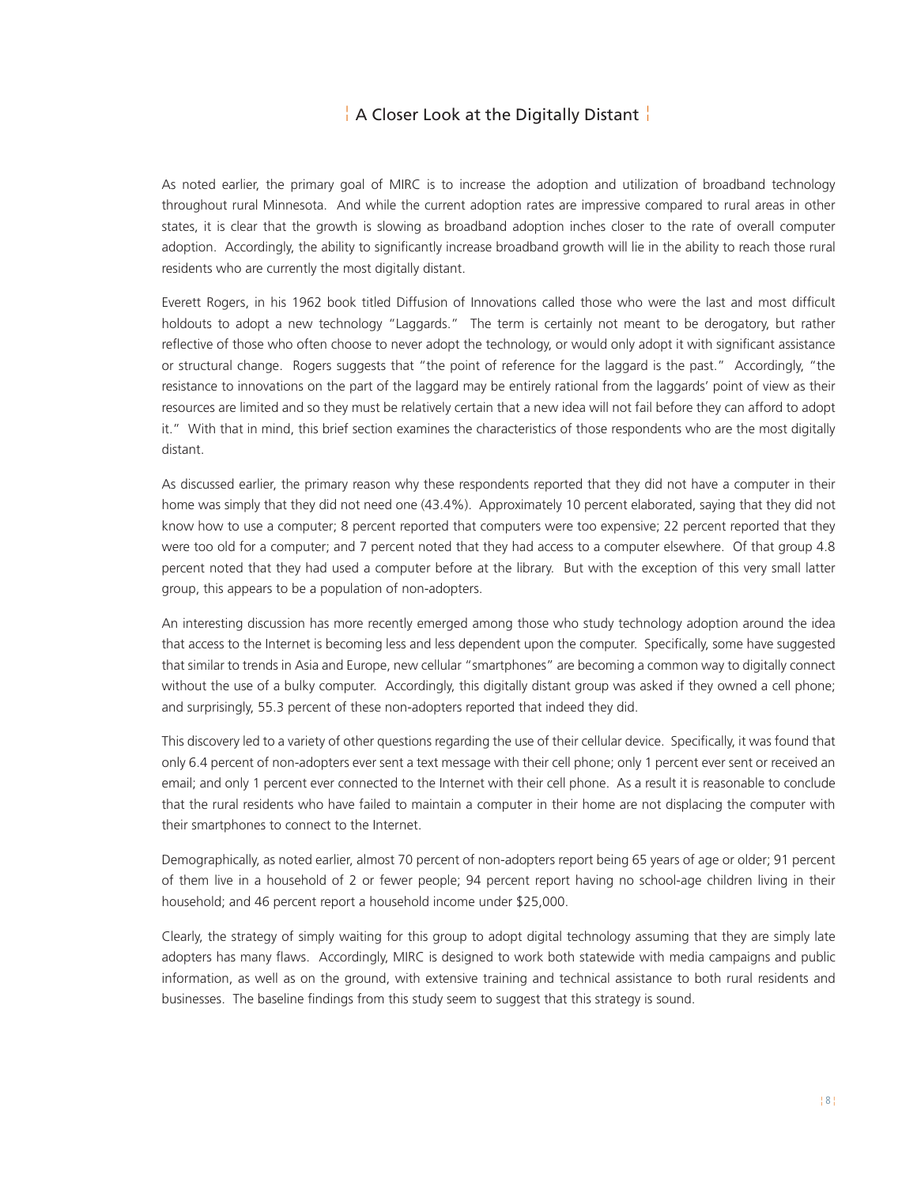## A Closer Look at the Digitally Distant

As noted earlier, the primary goal of MIRC is to increase the adoption and utilization of broadband technology throughout rural Minnesota. And while the current adoption rates are impressive compared to rural areas in other states, it is clear that the growth is slowing as broadband adoption inches closer to the rate of overall computer adoption. Accordingly, the ability to significantly increase broadband growth will lie in the ability to reach those rural residents who are currently the most digitally distant.

Everett Rogers, in his 1962 book titled Diffusion of Innovations called those who were the last and most difficult holdouts to adopt a new technology "Laggards." The term is certainly not meant to be derogatory, but rather reflective of those who often choose to never adopt the technology, or would only adopt it with significant assistance or structural change. Rogers suggests that "the point of reference for the laggard is the past." Accordingly, "the resistance to innovations on the part of the laggard may be entirely rational from the laggards' point of view as their resources are limited and so they must be relatively certain that a new idea will not fail before they can afford to adopt it." With that in mind, this brief section examines the characteristics of those respondents who are the most digitally distant.

As discussed earlier, the primary reason why these respondents reported that they did not have a computer in their home was simply that they did not need one (43.4%). Approximately 10 percent elaborated, saying that they did not know how to use a computer; 8 percent reported that computers were too expensive; 22 percent reported that they were too old for a computer; and 7 percent noted that they had access to a computer elsewhere. Of that group 4.8 percent noted that they had used a computer before at the library. But with the exception of this very small latter group, this appears to be a population of non-adopters.

An interesting discussion has more recently emerged among those who study technology adoption around the idea that access to the Internet is becoming less and less dependent upon the computer. Specifically, some have suggested that similar to trends in Asia and Europe, new cellular "smartphones" are becoming a common way to digitally connect without the use of a bulky computer. Accordingly, this digitally distant group was asked if they owned a cell phone; and surprisingly, 55.3 percent of these non-adopters reported that indeed they did.

This discovery led to a variety of other questions regarding the use of their cellular device. Specifically, it was found that only 6.4 percent of non-adopters ever sent a text message with their cell phone; only 1 percent ever sent or received an email; and only 1 percent ever connected to the Internet with their cell phone. As a result it is reasonable to conclude that the rural residents who have failed to maintain a computer in their home are not displacing the computer with their smartphones to connect to the Internet.

Demographically, as noted earlier, almost 70 percent of non-adopters report being 65 years of age or older; 91 percent of them live in a household of 2 or fewer people; 94 percent report having no school-age children living in their household; and 46 percent report a household income under $25,000.

Clearly, the strategy of simply waiting for this group to adopt digital technology assuming that they are simply late adopters has many flaws. Accordingly, MIRC is designed to work both statewide with media campaigns and public information, as well as on the ground, with extensive training and technical assistance to both rural residents and businesses. The baseline findings from this study seem to suggest that this strategy is sound.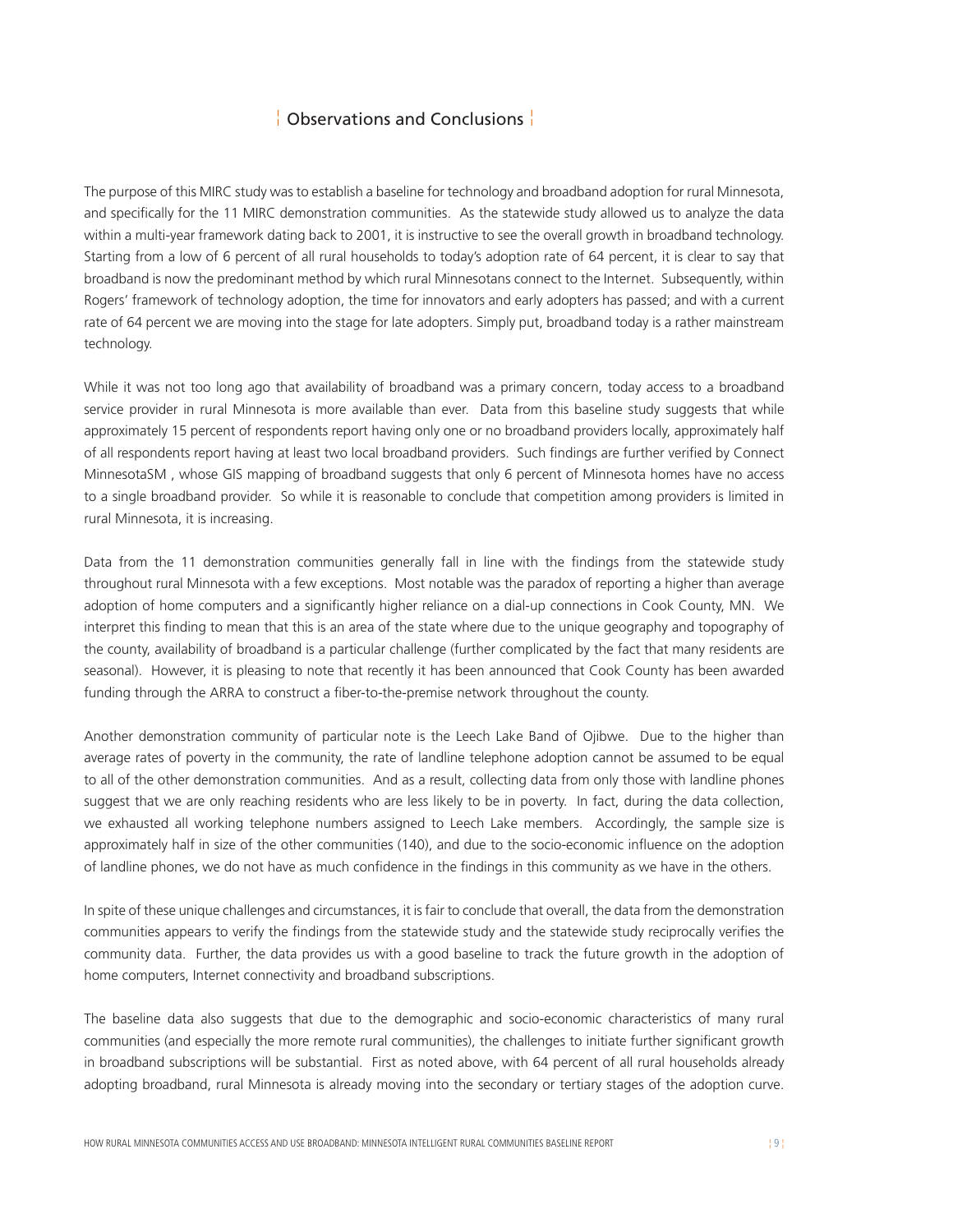## Observations and Conclusions

The purpose of this MIRC study was to establish a baseline for technology and broadband adoption for rural Minnesota, and specifically for the 11 MIRC demonstration communities. As the statewide study allowed us to analyze the data within a multi-year framework dating back to 2001, it is instructive to see the overall growth in broadband technology. Starting from a low of 6 percent of all rural households to today's adoption rate of 64 percent, it is clear to say that broadband is now the predominant method by which rural Minnesotans connect to the Internet. Subsequently, within Rogers' framework of technology adoption, the time for innovators and early adopters has passed; and with a current rate of 64 percent we are moving into the stage for late adopters. Simply put, broadband today is a rather mainstream technology.

While it was not too long ago that availability of broadband was a primary concern, today access to a broadband service provider in rural Minnesota is more available than ever. Data from this baseline study suggests that while approximately 15 percent of respondents report having only one or no broadband providers locally, approximately half of all respondents report having at least two local broadband providers. Such findings are further verified by Connect MinnesotaSM , whose GIS mapping of broadband suggests that only 6 percent of Minnesota homes have no access to a single broadband provider. So while it is reasonable to conclude that competition among providers is limited in rural Minnesota, it is increasing.

Data from the 11 demonstration communities generally fall in line with the findings from the statewide study throughout rural Minnesota with a few exceptions. Most notable was the paradox of reporting a higher than average adoption of home computers and a significantly higher reliance on a dial-up connections in Cook County, MN. We interpret this finding to mean that this is an area of the state where due to the unique geography and topography of the county, availability of broadband is a particular challenge (further complicated by the fact that many residents are seasonal). However, it is pleasing to note that recently it has been announced that Cook County has been awarded funding through the ARRA to construct a fiber-to-the-premise network throughout the county.

Another demonstration community of particular note is the Leech Lake Band of Ojibwe. Due to the higher than average rates of poverty in the community, the rate of landline telephone adoption cannot be assumed to be equal to all of the other demonstration communities. And as a result, collecting data from only those with landline phones suggest that we are only reaching residents who are less likely to be in poverty. In fact, during the data collection, we exhausted all working telephone numbers assigned to Leech Lake members. Accordingly, the sample size is approximately half in size of the other communities (140), and due to the socio-economic influence on the adoption of landline phones, we do not have as much confidence in the findings in this community as we have in the others.

In spite of these unique challenges and circumstances, it is fair to conclude that overall, the data from the demonstration communities appears to verify the findings from the statewide study and the statewide study reciprocally verifies the community data. Further, the data provides us with a good baseline to track the future growth in the adoption of home computers, Internet connectivity and broadband subscriptions.

The baseline data also suggests that due to the demographic and socio-economic characteristics of many rural communities (and especially the more remote rural communities), the challenges to initiate further significant growth in broadband subscriptions will be substantial. First as noted above, with 64 percent of all rural households already adopting broadband, rural Minnesota is already moving into the secondary or tertiary stages of the adoption curve.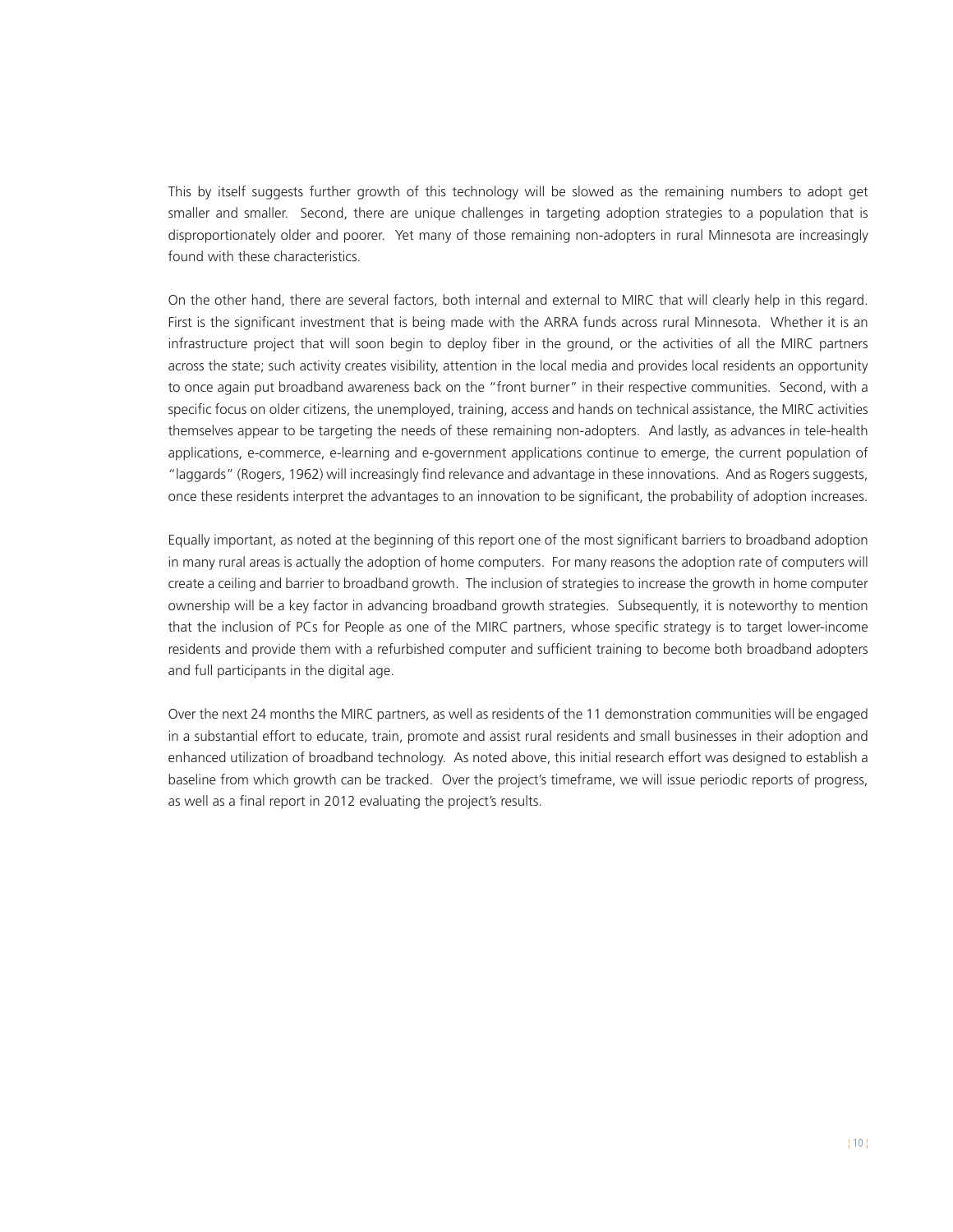This by itself suggests further growth of this technology will be slowed as the remaining numbers to adopt get smaller and smaller. Second, there are unique challenges in targeting adoption strategies to a population that is disproportionately older and poorer. Yet many of those remaining non-adopters in rural Minnesota are increasingly found with these characteristics.

On the other hand, there are several factors, both internal and external to MIRC that will clearly help in this regard. First is the significant investment that is being made with the ARRA funds across rural Minnesota. Whether it is an infrastructure project that will soon begin to deploy fiber in the ground, or the activities of all the MIRC partners across the state; such activity creates visibility, attention in the local media and provides local residents an opportunity to once again put broadband awareness back on the "front burner" in their respective communities. Second, with a specific focus on older citizens, the unemployed, training, access and hands on technical assistance, the MIRC activities themselves appear to be targeting the needs of these remaining non-adopters. And lastly, as advances in tele-health applications, e-commerce, e-learning and e-government applications continue to emerge, the current population of "laggards" (Rogers, 1962) will increasingly find relevance and advantage in these innovations. And as Rogers suggests, once these residents interpret the advantages to an innovation to be significant, the probability of adoption increases.

Equally important, as noted at the beginning of this report one of the most significant barriers to broadband adoption in many rural areas is actually the adoption of home computers. For many reasons the adoption rate of computers will create a ceiling and barrier to broadband growth. The inclusion of strategies to increase the growth in home computer ownership will be a key factor in advancing broadband growth strategies. Subsequently, it is noteworthy to mention that the inclusion of PCs for People as one of the MIRC partners, whose specific strategy is to target lower-income residents and provide them with a refurbished computer and sufficient training to become both broadband adopters and full participants in the digital age.

Over the next 24 months the MIRC partners, as well as residents of the 11 demonstration communities will be engaged in a substantial effort to educate, train, promote and assist rural residents and small businesses in their adoption and enhanced utilization of broadband technology. As noted above, this initial research effort was designed to establish a baseline from which growth can be tracked. Over the project's timeframe, we will issue periodic reports of progress, as well as a final report in 2012 evaluating the project's results.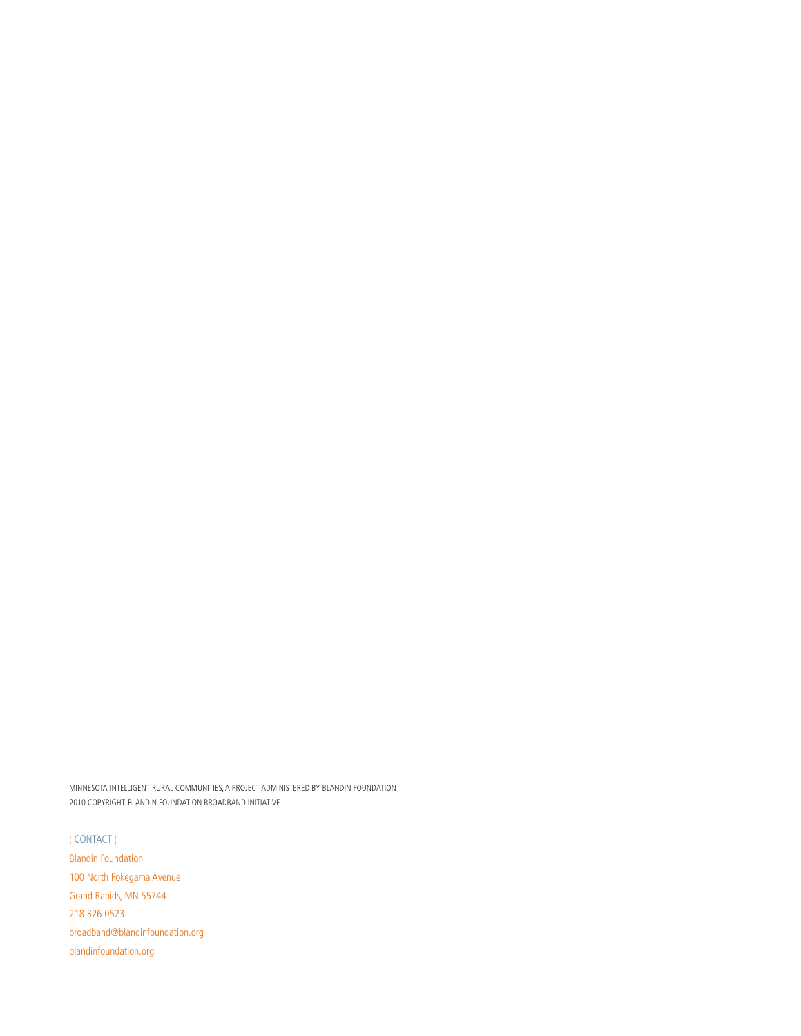MINNESOTA INTELLIGENT RURAL COMMUNITIES, A PROJECT ADMINISTERED BY BLANDIN FOUNDATION
2010 COPYRIGHT. BLANDIN FOUNDATION BROADBAND INITIATIVE

¦ CONTACT ¦

Blandin Foundation
100 North Pokegama Avenue
Grand Rapids, MN 55744
218 326 0523
broadband@blandinfoundation.org
blandinfoundation.org